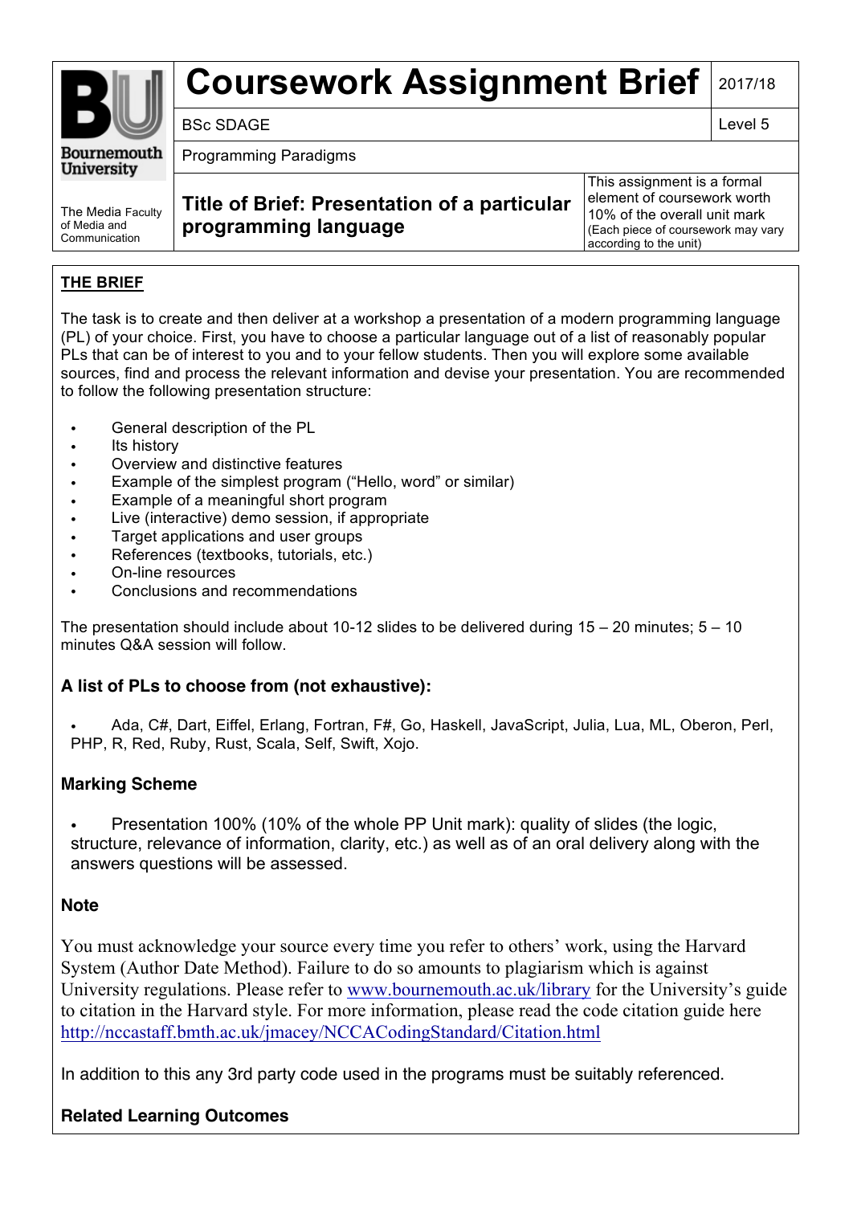| Bournemouth University | Coursework Assignment Brief | 2017/18 |
|---|---|---|
| | BSc SDAGE | Level 5 |
| | Programming Paradigms | |
| The Media Faculty of Media and Communication | **Title of Brief: Presentation of a particular programming language** | This assignment is a formal element of coursework worth 10% of the overall unit mark (Each piece of coursework may vary according to the unit) |

## THE BRIEF

The task is to create and then deliver at a workshop a presentation of a modern programming language (PL) of your choice. First, you have to choose a particular language out of a list of reasonably popular PLs that can be of interest to you and to your fellow students. Then you will explore some available sources, find and process the relevant information and devise your presentation. You are recommended to follow the following presentation structure:

- General description of the PL
- Its history
- Overview and distinctive features
- Example of the simplest program ("Hello, word" or similar)
- Example of a meaningful short program
- Live (interactive) demo session, if appropriate
- Target applications and user groups
- References (textbooks, tutorials, etc.)
- On-line resources
- Conclusions and recommendations

The presentation should include about 10-12 slides to be delivered during 15 – 20 minutes; 5 – 10 minutes Q&A session will follow.

### A list of PLs to choose from (not exhaustive):

- Ada, C#, Dart, Eiffel, Erlang, Fortran, F#, Go, Haskell, JavaScript, Julia, Lua, ML, Oberon, Perl, PHP, R, Red, Ruby, Rust, Scala, Self, Swift, Xojo.

### Marking Scheme

- Presentation 100% (10% of the whole PP Unit mark): quality of slides (the logic, structure, relevance of information, clarity, etc.) as well as of an oral delivery along with the answers questions will be assessed.

### Note

You must acknowledge your source every time you refer to others' work, using the Harvard System (Author Date Method). Failure to do so amounts to plagiarism which is against University regulations. Please refer to www.bournemouth.ac.uk/library for the University's guide to citation in the Harvard style. For more information, please read the code citation guide here http://nccastaff.bmth.ac.uk/jmacey/NCCACodingStandard/Citation.html

In addition to this any 3rd party code used in the programs must be suitably referenced.

### Related Learning Outcomes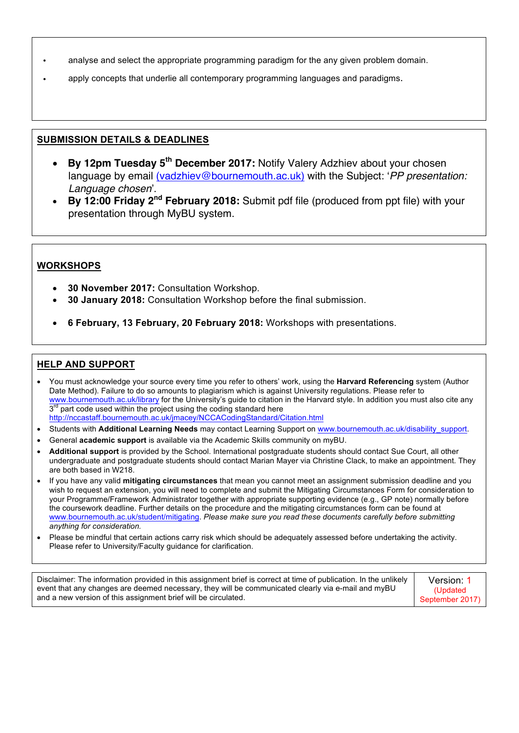- analyse and select the appropriate programming paradigm for the any given problem domain.
- apply concepts that underlie all contemporary programming languages and paradigms.

## SUBMISSION DETAILS & DEADLINES

- **By 12pm Tuesday 5th December 2017:** Notify Valery Adzhiev about your chosen language by email (vadzhiev@bournemouth.ac.uk) with the Subject: '*PP presentation: Language chosen*'.
- **By 12:00 Friday 2nd February 2018:** Submit pdf file (produced from ppt file) with your presentation through MyBU system.

## WORKSHOPS

- **30 November 2017:** Consultation Workshop.
- **30 January 2018:** Consultation Workshop before the final submission.
- **6 February, 13 February, 20 February 2018:** Workshops with presentations.

## HELP AND SUPPORT

- You must acknowledge your source every time you refer to others' work, using the **Harvard Referencing** system (Author Date Method). Failure to do so amounts to plagiarism which is against University regulations. Please refer to www.bournemouth.ac.uk/library for the University's guide to citation in the Harvard style. In addition you must also cite any 3rd part code used within the project using the coding standard here http://nccastaff.bournemouth.ac.uk/jmacey/NCCACodingStandard/Citation.html
- Students with **Additional Learning Needs** may contact Learning Support on www.bournemouth.ac.uk/disability_support.
- General **academic support** is available via the Academic Skills community on myBU.
- **Additional support** is provided by the School. International postgraduate students should contact Sue Court, all other undergraduate and postgraduate students should contact Marian Mayer via Christine Clack, to make an appointment. They are both based in W218.
- If you have any valid **mitigating circumstances** that mean you cannot meet an assignment submission deadline and you wish to request an extension, you will need to complete and submit the Mitigating Circumstances Form for consideration to your Programme/Framework Administrator together with appropriate supporting evidence (e.g., GP note) normally before the coursework deadline. Further details on the procedure and the mitigating circumstances form can be found at www.bournemouth.ac.uk/student/mitigating. *Please make sure you read these documents carefully before submitting anything for consideration.*
- Please be mindful that certain actions carry risk which should be adequately assessed before undertaking the activity. Please refer to University/Faculty guidance for clarification.

| | |
|---|---|
| Disclaimer: The information provided in this assignment brief is correct at time of publication. In the unlikely event that any changes are deemed necessary, they will be communicated clearly via e-mail and myBU and a new version of this assignment brief will be circulated. | Version: 1 (Updated September 2017) |